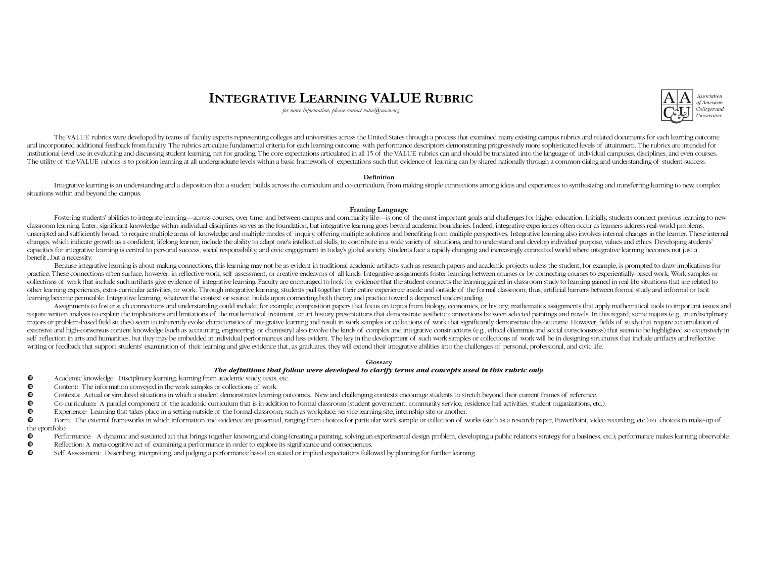# Integrative Learning VALUE Rubric

*for more information, please contact value@aacu.org*

Association of American Colleges and Universities

The VALUE rubrics were developed by teams of faculty experts representing colleges and universities across the United States through a process that examined many existing campus rubrics and related documents for each learning outcome and incorporated additional feedback from faculty. The rubrics articulate fundamental criteria for each learning outcome, with performance descriptors demonstrating progressively more sophisticated levels of attainment. The rubrics are intended for institutional-level use in evaluating and discussing student learning, not for grading. The core expectations articulated in all 15 of the VALUE rubrics can and should be translated into the language of individual campuses, disciplines, and even courses. The utility of the VALUE rubrics is to position learning at all undergraduate levels within a basic framework of expectations such that evidence of learning can by shared nationally through a common dialog and understanding of student success.

## Definition

Integrative learning is an understanding and a disposition that a student builds across the curriculum and co-curriculum, from making simple connections among ideas and experiences to synthesizing and transferring learning to new, complex situations within and beyond the campus.

## Framing Language

Fostering students' abilities to integrate learning—across courses, over time, and between campus and community life—is one of the most important goals and challenges for higher education. Initially, students connect previous learning to new classroom learning. Later, significant knowledge within individual disciplines serves as the foundation, but integrative learning goes beyond academic boundaries. Indeed, integrative experiences often occur as learners address real-world problems, unscripted and sufficiently broad, to require multiple areas of knowledge and multiple modes of inquiry, offering multiple solutions and benefiting from multiple perspectives. Integrative learning also involves internal changes in the learner. These internal changes, which indicate growth as a confident, lifelong learner, include the ability to adapt one's intellectual skills, to contribute in a wide variety of situations, and to understand and develop individual purpose, values and ethics. Developing students' capacities for integrative learning is central to personal success, social responsibility, and civic engagement in today's global society. Students face a rapidly changing and increasingly connected world where integrative learning becomes not just a benefit...but a necessity.

Because integrative learning is about making connections, this learning may not be as evident in traditional academic artifacts such as research papers and academic projects unless the student, for example, is prompted to draw implications for practice. These connections often surface, however, in reflective work, self assessment, or creative endeavors of all kinds. Integrative assignments foster learning between courses or by connecting courses to experientially-based work. Work samples or collections of work that include such artifacts give evidence of integrative learning. Faculty are encouraged to look for evidence that the student connects the learning gained in classroom study to learning gained in real life situations that are related to other learning experiences, extra-curricular activities, or work. Through integrative learning, students pull together their entire experience inside and outside of the formal classroom; thus, artificial barriers between formal study and informal or tacit learning become permeable. Integrative learning, whatever the context or source, builds upon connecting both theory and practice toward a deepened understanding.

Assignments to foster such connections and understanding could include, for example, composition papers that focus on topics from biology, economics, or history; mathematics assignments that apply mathematical tools to important issues and require written analysis to explain the implications and limitations of the mathematical treatment, or art history presentations that demonstrate aesthetic connections between selected paintings and novels. In this regard, some majors (e.g., interdisciplinary majors or problem-based field studies) seem to inherently evoke characteristics of integrative learning and result in work samples or collections of work that significantly demonstrate this outcome. However, fields of study that require accumulation of extensive and high-consensus content knowledge (such as accounting, engineering, or chemistry) also involve the kinds of complex and integrative constructions (e.g., ethical dilemmas and social consciousness) that seem to be highlighted so extensively in self reflection in arts and humanities, but they may be embedded in individual performances and less evident. The key in the development of such work samples or collections of work will be in designing structures that include artifacts and reflective writing or feedback that support students' examination of their learning and give evidence that, as graduates, they will extend their integrative abilities into the challenges of personal, professional, and civic life.

## Glossary

***The definitions that follow were developed to clarify terms and concepts used in this rubric only.***

- Academic knowledge: Disciplinary learning; learning from academic study, texts, etc.
- Content: The information conveyed in the work samples or collections of work.
- Contexts: Actual or simulated situations in which a student demonstrates learning outcomes. New and challenging contexts encourage students to stretch beyond their current frames of reference.
- Co-curriculum: A parallel component of the academic curriculum that is in addition to formal classroom (student government, community service, residence hall activities, student organizations, etc.).
- Experience: Learning that takes place in a setting outside of the formal classroom, such as workplace, service learning site, internship site or another.
- Form: The external frameworks in which information and evidence are presented, ranging from choices for particular work sample or collection of works (such as a research paper, PowerPoint, video recording, etc.) to choices in make-up of the eportfolio.
- Performance: A dynamic and sustained act that brings together knowing and doing (creating a painting, solving an experimental design problem, developing a public relations strategy for a business, etc.); performance makes learning observable.
- Reflection: A meta-cognitive act of examining a performance in order to explore its significance and consequences.
- Self Assessment: Describing, interpreting, and judging a performance based on stated or implied expectations followed by planning for further learning.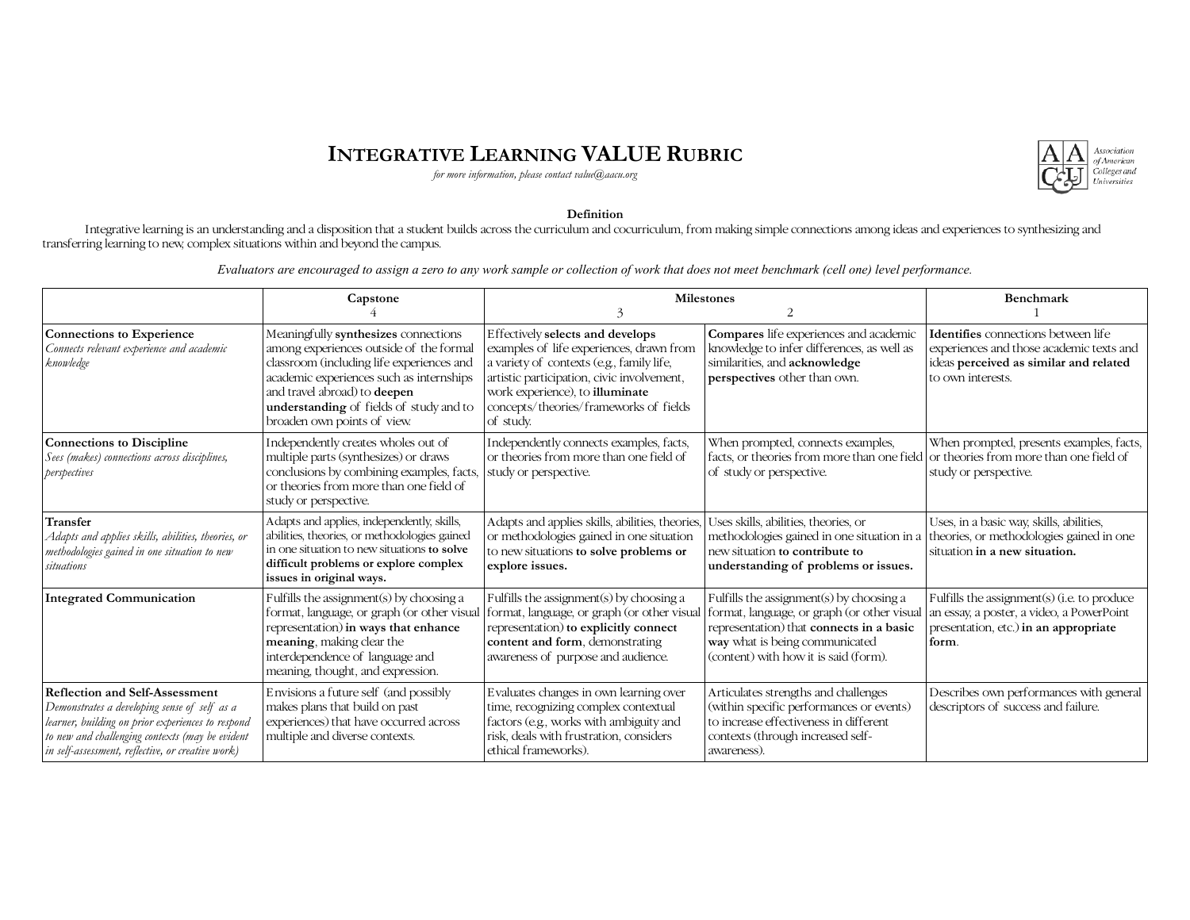# INTEGRATIVE LEARNING VALUE RUBRIC

*for more information, please contact value@aacu.org*

Association of American Colleges and Universities

**Definition**

Integrative learning is an understanding and a disposition that a student builds across the curriculum and cocurriculum, from making simple connections among ideas and experiences to synthesizing and transferring learning to new, complex situations within and beyond the campus.

*Evaluators are encouraged to assign a zero to any work sample or collection of work that does not meet benchmark (cell one) level performance.*

| | Capstone 4 | Milestones 3 | 2 | Benchmark 1 |
|---|---|---|---|---|
| **Connections to Experience** *Connects relevant experience and academic knowledge* | Meaningfully **synthesizes** connections among experiences outside of the formal classroom (including life experiences and academic experiences such as internships and travel abroad) to **deepen understanding** of fields of study and to broaden own points of view. | Effectively **selects and develops** examples of life experiences, drawn from a variety of contexts (e.g., family life, artistic participation, civic involvement, work experience), to **illuminate** concepts/theories/frameworks of fields of study. | **Compares** life experiences and academic knowledge to infer differences, as well as similarities, and **acknowledge perspectives** other than own. | **Identifies** connections between life experiences and those academic texts and ideas **perceived as similar and related** to own interests. |
| **Connections to Discipline** *Sees (makes) connections across disciplines, perspectives* | Independently creates wholes out of multiple parts (synthesizes) or draws conclusions by combining examples, facts, or theories from more than one field of study or perspective. | Independently connects examples, facts, or theories from more than one field of study or perspective. | When prompted, connects examples, facts, or theories from more than one field of study or perspective. | When prompted, presents examples, facts, or theories from more than one field of study or perspective. |
| **Transfer** *Adapts and applies skills, abilities, theories, or methodologies gained in one situation to new situations* | Adapts and applies, independently, skills, abilities, theories, or methodologies gained in one situation to new situations **to solve difficult problems or explore complex issues in original ways.** | Adapts and applies skills, abilities, theories, or methodologies gained in one situation to new situations **to solve problems or explore issues.** | Uses skills, abilities, theories, or methodologies gained in one situation in a new situation **to contribute to understanding of problems or issues.** | Uses, in a basic way, skills, abilities, theories, or methodologies gained in one situation **in a new situation.** |
| **Integrated Communication** | Fulfills the assignment(s) by choosing a format, language, or graph (or other visual representation) **in ways that enhance meaning**, making clear the interdependence of language and meaning, thought, and expression. | Fulfills the assignment(s) by choosing a format, language, or graph (or other visual representation) **to explicitly connect content and form**, demonstrating awareness of purpose and audience. | Fulfills the assignment(s) by choosing a format, language, or graph (or other visual representation) that **connects in a basic way** what is being communicated (content) with how it is said (form). | Fulfills the assignment(s) (i.e. to produce an essay, a poster, a video, a PowerPoint presentation, etc.) **in an appropriate form**. |
| **Reflection and Self-Assessment** *Demonstrates a developing sense of self as a learner, building on prior experiences to respond to new and challenging contexts (may be evident in self-assessment, reflective, or creative work)* | Envisions a future self (and possibly makes plans that build on past experiences) that have occurred across multiple and diverse contexts. | Evaluates changes in own learning over time, recognizing complex contextual factors (e.g., works with ambiguity and risk, deals with frustration, considers ethical frameworks). | Articulates strengths and challenges (within specific performances or events) to increase effectiveness in different contexts (through increased self-awareness). | Describes own performances with general descriptors of success and failure. |